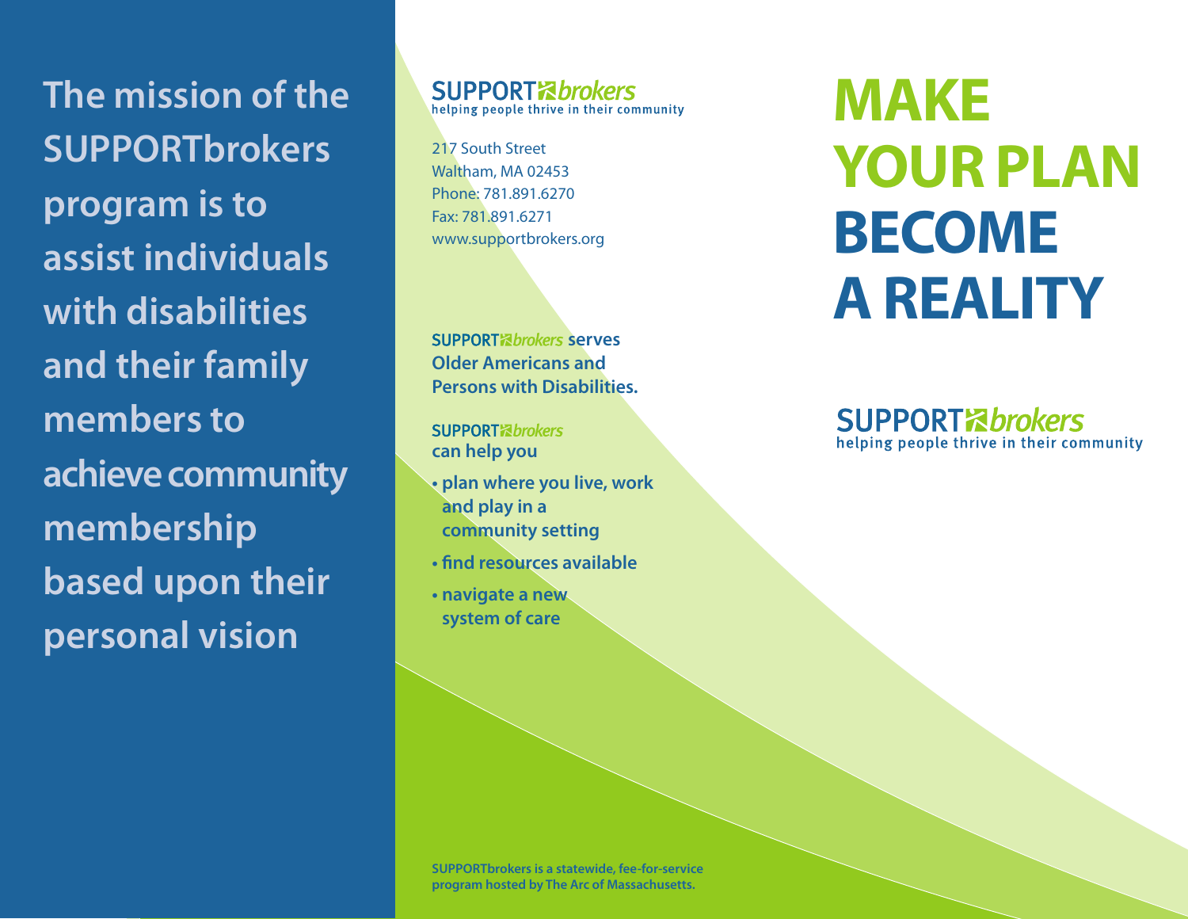**The mission of the SUPPORTbrokers program is to assist individuals with disabilities and their family members to achieve community membership based upon their personal vision**

**SUPPORTbrokers**
helping people thrive in their community

217 South Street
Waltham, MA 02453
Phone: 781.891.6270
Fax: 781.891.6271
www.supportbrokers.org

**SUPPORTbrokers serves Older Americans and Persons with Disabilities.**

**SUPPORTbrokers can help you**

- **plan where you live, work and play in a community setting**
- **find resources available**
- **navigate a new system of care**

**SUPPORTbrokers is a statewide, fee-for-service program hosted by The Arc of Massachusetts.**

# MAKE YOUR PLAN BECOME A REALITY

**SUPPORTbrokers**
helping people thrive in their community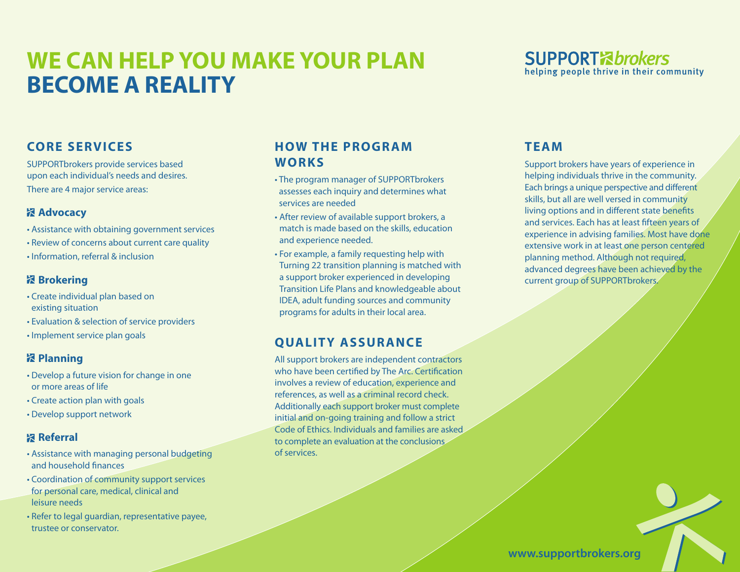# WE CAN HELP YOU MAKE YOUR PLAN BECOME A REALITY

**SUPPORTbrokers**
helping people thrive in their community

## CORE SERVICES

SUPPORTbrokers provide services based upon each individual's needs and desires.

There are 4 major service areas:

### Advocacy

- Assistance with obtaining government services
- Review of concerns about current care quality
- Information, referral & inclusion

### Brokering

- Create individual plan based on existing situation
- Evaluation & selection of service providers
- Implement service plan goals

### Planning

- Develop a future vision for change in one or more areas of life
- Create action plan with goals
- Develop support network

### Referral

- Assistance with managing personal budgeting and household finances
- Coordination of community support services for personal care, medical, clinical and leisure needs
- Refer to legal guardian, representative payee, trustee or conservator.

## HOW THE PROGRAM WORKS

- The program manager of SUPPORTbrokers assesses each inquiry and determines what services are needed
- After review of available support brokers, a match is made based on the skills, education and experience needed.
- For example, a family requesting help with Turning 22 transition planning is matched with a support broker experienced in developing Transition Life Plans and knowledgeable about IDEA, adult funding sources and community programs for adults in their local area.

## QUALITY ASSURANCE

All support brokers are independent contractors who have been certified by The Arc. Certification involves a review of education, experience and references, as well as a criminal record check. Additionally each support broker must complete initial and on-going training and follow a strict Code of Ethics. Individuals and families are asked to complete an evaluation at the conclusions of services.

## TEAM

Support brokers have years of experience in helping individuals thrive in the community. Each brings a unique perspective and different skills, but all are well versed in community living options and in different state benefits and services. Each has at least fifteen years of experience in advising families. Most have done extensive work in at least one person centered planning method. Although not required, advanced degrees have been achieved by the current group of SUPPORTbrokers.

www.supportbrokers.org